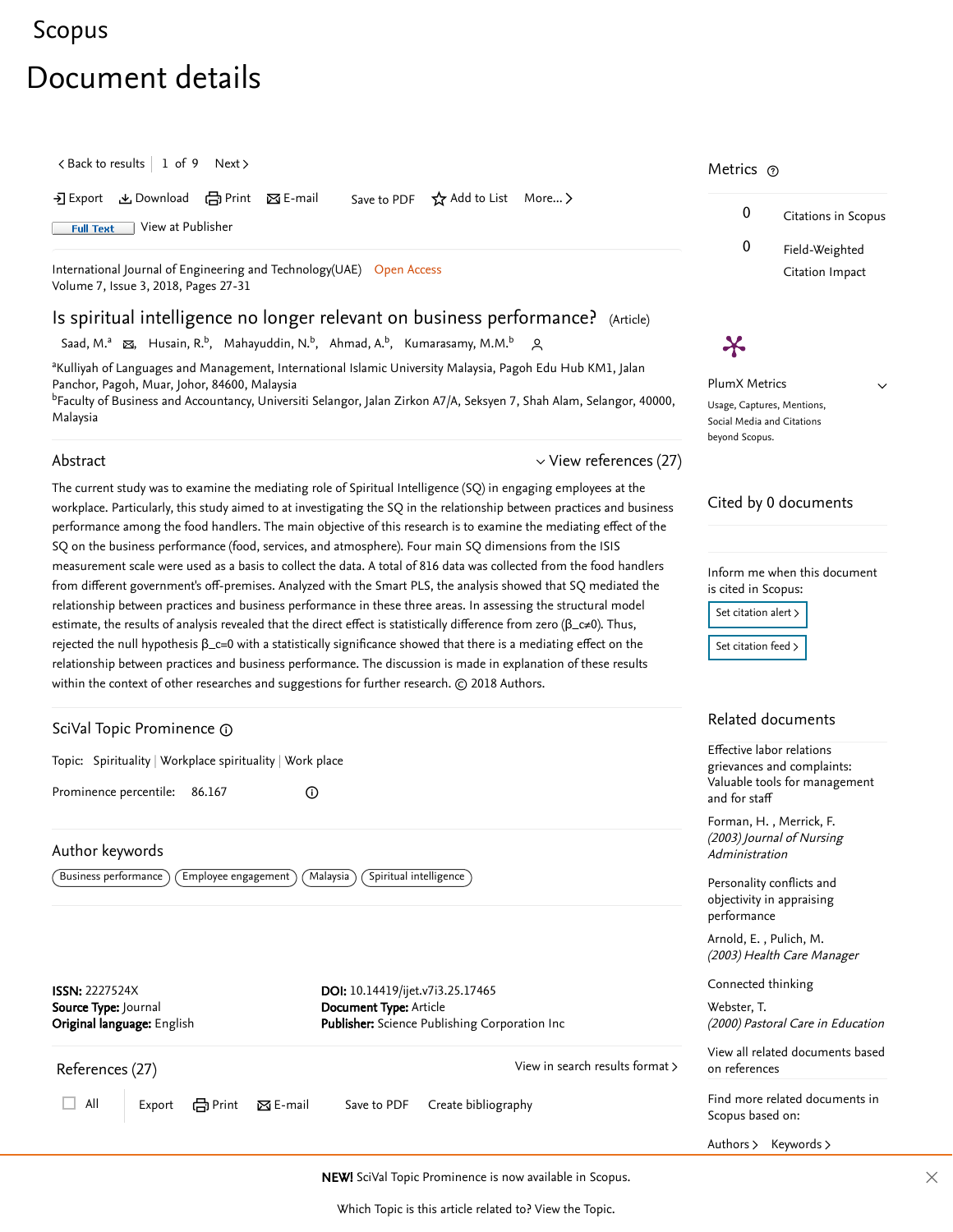Scopus

# Document details

< Back to results | 1 of 9 | Next >

Export | Download | Print | E-mail | Save to PDF | Add to List | More... >

Full Text | View at Publisher

International Journal of Engineering and Technology(UAE) Open Access
Volume 7, Issue 3, 2018, Pages 27-31

## Is spiritual intelligence no longer relevant on business performance? (Article)

Saad, M.[a], Husain, R.[b], Mahayuddin, N.[b], Ahmad, A.[b], Kumarasamy, M.M.[b]

[a]Kulliyah of Languages and Management, International Islamic University Malaysia, Pagoh Edu Hub KM1, Jalan Panchor, Pagoh, Muar, Johor, 84600, Malaysia
[b]Faculty of Business and Accountancy, Universiti Selangor, Jalan Zirkon A7/A, Seksyen 7, Shah Alam, Selangor, 40000, Malaysia

### Abstract

View references (27)

The current study was to examine the mediating role of Spiritual Intelligence (SQ) in engaging employees at the workplace. Particularly, this study aimed to at investigating the SQ in the relationship between practices and business performance among the food handlers. The main objective of this research is to examine the mediating effect of the SQ on the business performance (food, services, and atmosphere). Four main SQ dimensions from the ISIS measurement scale were used as a basis to collect the data. A total of 816 data was collected from the food handlers from different government's off-premises. Analyzed with the Smart PLS, the analysis showed that SQ mediated the relationship between practices and business performance in these three areas. In assessing the structural model estimate, the results of analysis revealed that the direct effect is statistically difference from zero ($\beta\_c \neq 0$). Thus, rejected the null hypothesis $\beta\_c=0$ with a statistically significance showed that there is a mediating effect on the relationship between practices and business performance. The discussion is made in explanation of these results within the context of other researches and suggestions for further research. © 2018 Authors.

### SciVal Topic Prominence

Topic: Spirituality | Workplace spirituality | Work place

Prominence percentile: 86.167

### Author keywords

Business performance | Employee engagement | Malaysia | Spiritual intelligence

**ISSN:** 2227524X
**Source Type:** Journal
**Original language:** English

**DOI:** 10.14419/ijet.v7i3.25.17465
**Document Type:** Article
**Publisher:** Science Publishing Corporation Inc

### References (27)

View in search results format >

All | Export | Print | E-mail | Save to PDF | Create bibliography

### Metrics

0 Citations in Scopus

0 Field-Weighted Citation Impact

PlumX Metrics

Usage, Captures, Mentions, Social Media and Citations beyond Scopus.

### Cited by 0 documents

Inform me when this document is cited in Scopus:

Set citation alert >

Set citation feed >

### Related documents

Effective labor relations grievances and complaints: Valuable tools for management and for staff

Forman, H. , Merrick, F.
*(2003) Journal of Nursing Administration*

Personality conflicts and objectivity in appraising performance

Arnold, E. , Pulich, M.
*(2003) Health Care Manager*

Connected thinking

Webster, T.
*(2000) Pastoral Care in Education*

View all related documents based on references

Find more related documents in Scopus based on:

Authors > Keywords >

**NEW!** SciVal Topic Prominence is now available in Scopus.

Which Topic is this article related to? View the Topic.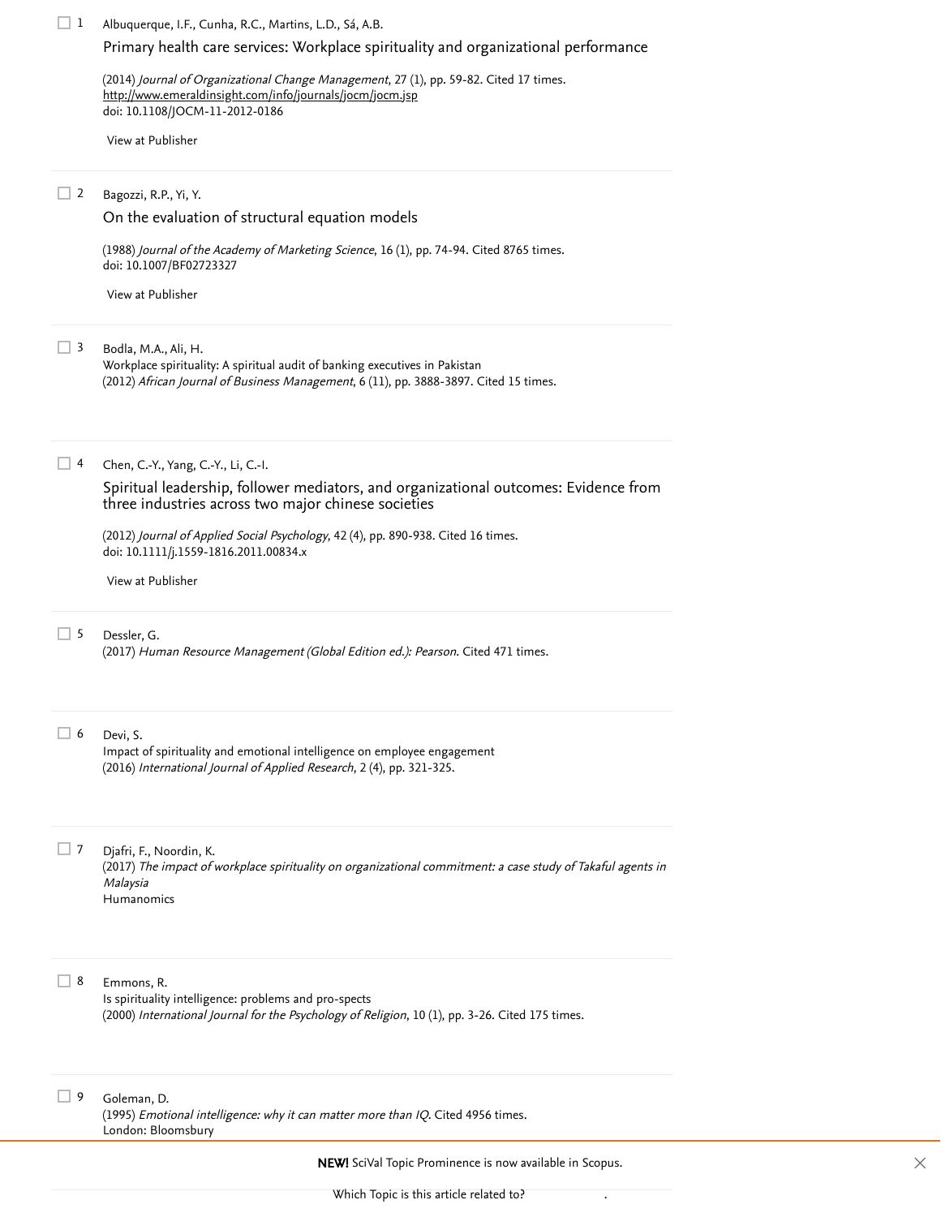1 Albuquerque, I.F., Cunha, R.C., Martins, L.D., Sá, A.B.

Primary health care services: Workplace spirituality and organizational performance

(2014) *Journal of Organizational Change Management*, 27 (1), pp. 59-82. Cited 17 times.
http://www.emeraldinsight.com/info/journals/jocm/jocm.jsp
doi: 10.1108/JOCM-11-2012-0186

View at Publisher

2 Bagozzi, R.P., Yi, Y.

On the evaluation of structural equation models

(1988) *Journal of the Academy of Marketing Science*, 16 (1), pp. 74-94. Cited 8765 times.
doi: 10.1007/BF02723327

View at Publisher

3 Bodla, M.A., Ali, H.

Workplace spirituality: A spiritual audit of banking executives in Pakistan
(2012) *African Journal of Business Management*, 6 (11), pp. 3888-3897. Cited 15 times.

4 Chen, C.-Y., Yang, C.-Y., Li, C.-I.

Spiritual leadership, follower mediators, and organizational outcomes: Evidence from three industries across two major chinese societies

(2012) *Journal of Applied Social Psychology*, 42 (4), pp. 890-938. Cited 16 times.
doi: 10.1111/j.1559-1816.2011.00834.x

View at Publisher

5 Dessler, G.

(2017) *Human Resource Management (Global Edition ed.): Pearson*. Cited 471 times.

6 Devi, S.

Impact of spirituality and emotional intelligence on employee engagement
(2016) *International Journal of Applied Research*, 2 (4), pp. 321-325.

7 Djafri, F., Noordin, K.

(2017) *The impact of workplace spirituality on organizational commitment: a case study of Takaful agents in Malaysia*
Humanomics

8 Emmons, R.

Is spirituality intelligence: problems and pro-spects
(2000) *International Journal for the Psychology of Religion*, 10 (1), pp. 3-26. Cited 175 times.

9 Goleman, D.

(1995) *Emotional intelligence: why it can matter more than IQ*. Cited 4956 times.
London: Bloomsbury